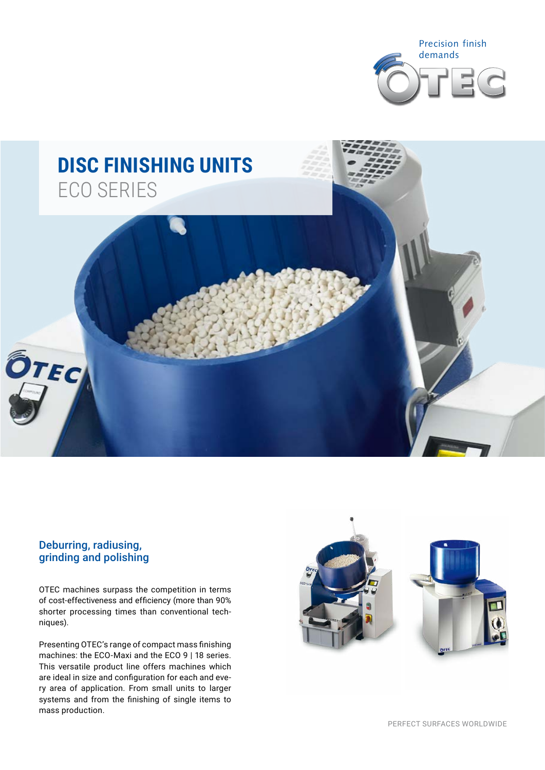Precision finish demands

# DISC FINISHING UNITS

## ECO SERIES

### Deburring, radiusing, grinding and polishing

OTEC machines surpass the competition in terms of cost-effectiveness and efficiency (more than 90% shorter processing times than conventional techniques).

Presenting OTEC's range of compact mass finishing machines: the ECO-Maxi and the ECO 9 | 18 series. This versatile product line offers machines which are ideal in size and configuration for each and every area of application. From small units to larger systems and from the finishing of single items to mass production.

PERFECT SURFACES WORLDWIDE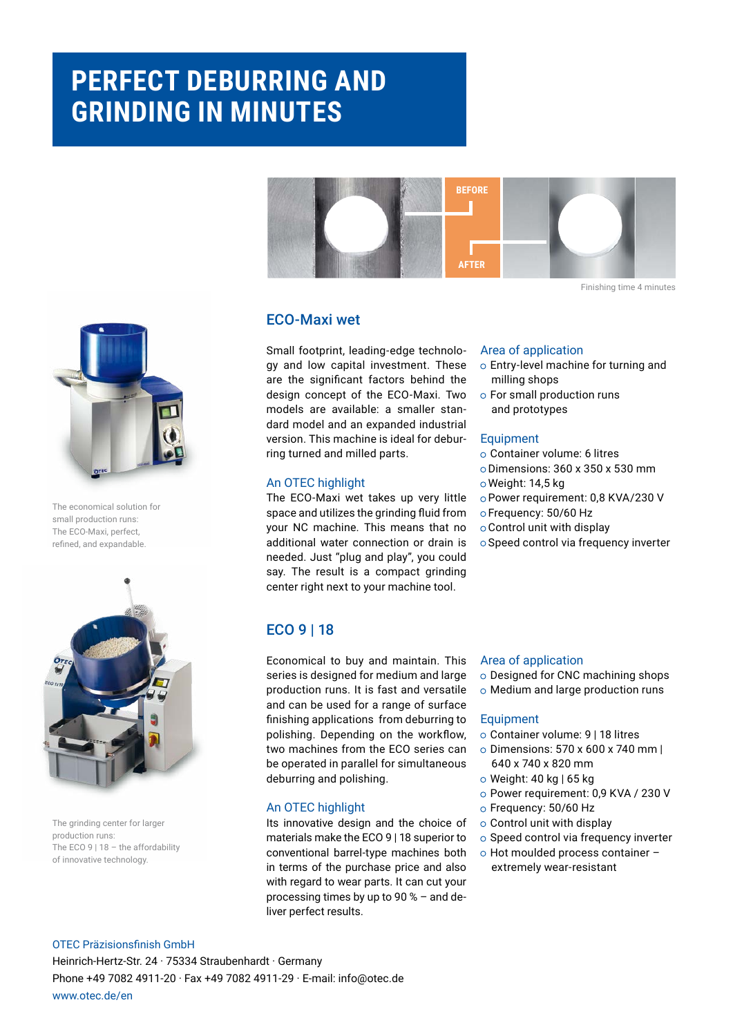# PERFECT DEBURRING AND GRINDING IN MINUTES

BEFORE

AFTER

Finishing time 4 minutes

The economical solution for small production runs: The ECO-Maxi, perfect, refined, and expandable.

## ECO-Maxi wet

Small footprint, leading-edge technology and low capital investment. These are the significant factors behind the design concept of the ECO-Maxi. Two models are available: a smaller standard model and an expanded industrial version. This machine is ideal for deburring turned and milled parts.

### An OTEC highlight

The ECO-Maxi wet takes up very little space and utilizes the grinding fluid from your NC machine. This means that no additional water connection or drain is needed. Just "plug and play", you could say. The result is a compact grinding center right next to your machine tool.

### Area of application

- Entry-level machine for turning and milling shops
- For small production runs and prototypes

### Equipment

- Container volume: 6 litres
- Dimensions: 360 x 350 x 530 mm
- Weight: 14,5 kg
- Power requirement: 0,8 KVA/230 V
- Frequency: 50/60 Hz
- Control unit with display
- Speed control via frequency inverter

The grinding center for larger production runs: The ECO 9 | 18 – the affordability of innovative technology.

## ECO 9 | 18

Economical to buy and maintain. This series is designed for medium and large production runs. It is fast and versatile and can be used for a range of surface finishing applications from deburring to polishing. Depending on the workflow, two machines from the ECO series can be operated in parallel for simultaneous deburring and polishing.

### An OTEC highlight

Its innovative design and the choice of materials make the ECO 9 | 18 superior to conventional barrel-type machines both in terms of the purchase price and also with regard to wear parts. It can cut your processing times by up to 90 % – and deliver perfect results.

### Area of application

- Designed for CNC machining shops
- Medium and large production runs

### Equipment

- Container volume: 9 | 18 litres
- Dimensions: 570 x 600 x 740 mm | 640 x 740 x 820 mm
- Weight: 40 kg | 65 kg
- Power requirement: 0,9 KVA / 230 V
- Frequency: 50/60 Hz
- Control unit with display
- Speed control via frequency inverter
- Hot moulded process container – extremely wear-resistant

OTEC Präzisionsfinish GmbH
Heinrich-Hertz-Str. 24 · 75334 Straubenhardt · Germany
Phone +49 7082 4911-20 · Fax +49 7082 4911-29 · E-mail: info@otec.de
www.otec.de/en